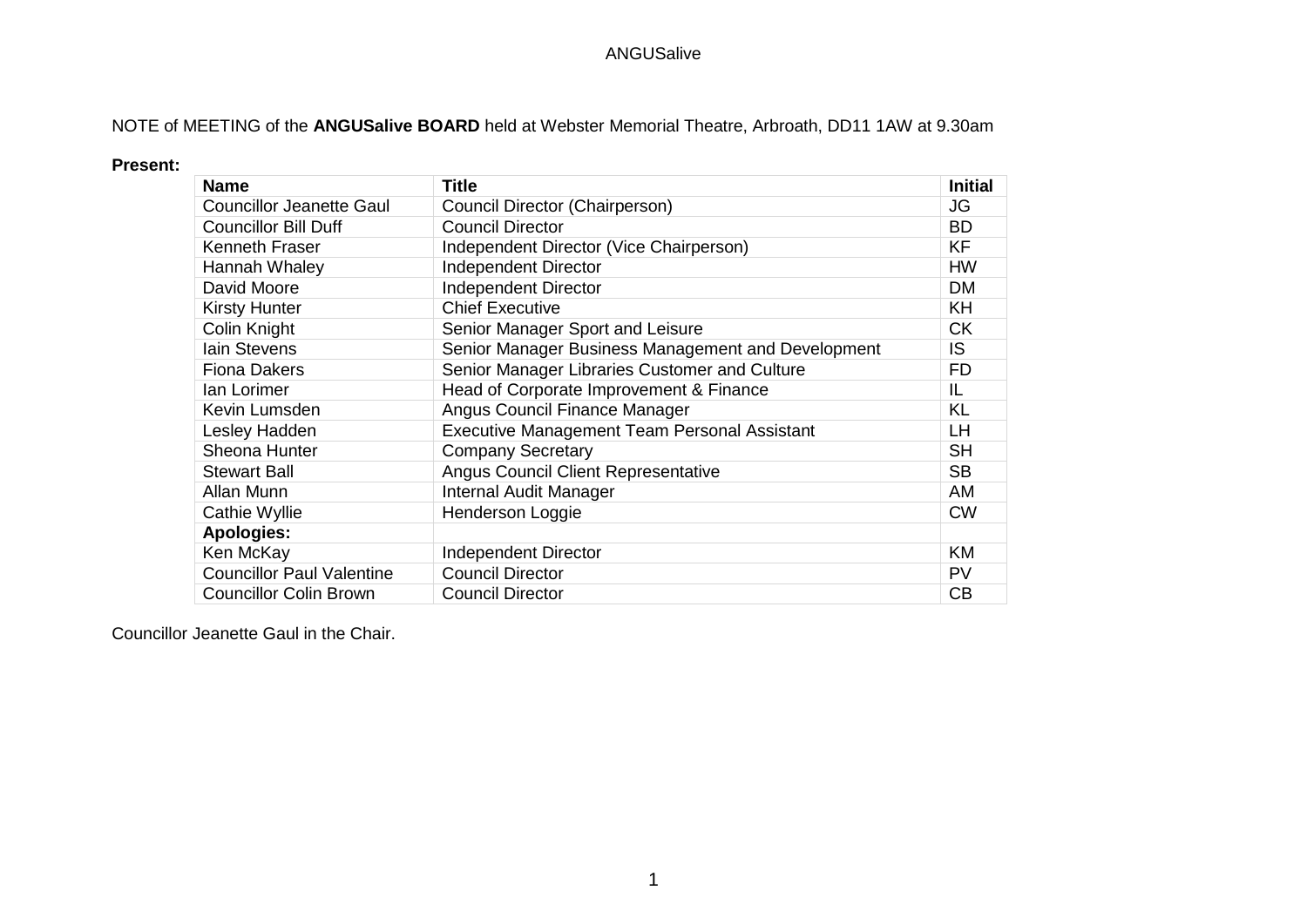NOTE of MEETING of the **ANGUSalive BOARD** held at Webster Memorial Theatre, Arbroath, DD11 1AW at 9.30am

**Present:**

| **Name** | **Title** | **Initial** |
|---|---|---|
| Councillor Jeanette Gaul | Council Director (Chairperson) | JG |
| Councillor Bill Duff | Council Director | BD |
| Kenneth Fraser | Independent Director (Vice Chairperson) | KF |
| Hannah Whaley | Independent Director | HW |
| David Moore | Independent Director | DM |
| Kirsty Hunter | Chief Executive | KH |
| Colin Knight | Senior Manager Sport and Leisure | CK |
| Iain Stevens | Senior Manager Business Management and Development | IS |
| Fiona Dakers | Senior Manager Libraries Customer and Culture | FD |
| Ian Lorimer | Head of Corporate Improvement & Finance | IL |
| Kevin Lumsden | Angus Council Finance Manager | KL |
| Lesley Hadden | Executive Management Team Personal Assistant | LH |
| Sheona Hunter | Company Secretary | SH |
| Stewart Ball | Angus Council Client Representative | SB |
| Allan Munn | Internal Audit Manager | AM |
| Cathie Wyllie | Henderson Loggie | CW |
| **Apologies:** | | |
| Ken McKay | Independent Director | KM |
| Councillor Paul Valentine | Council Director | PV |
| Councillor Colin Brown | Council Director | CB |

Councillor Jeanette Gaul in the Chair.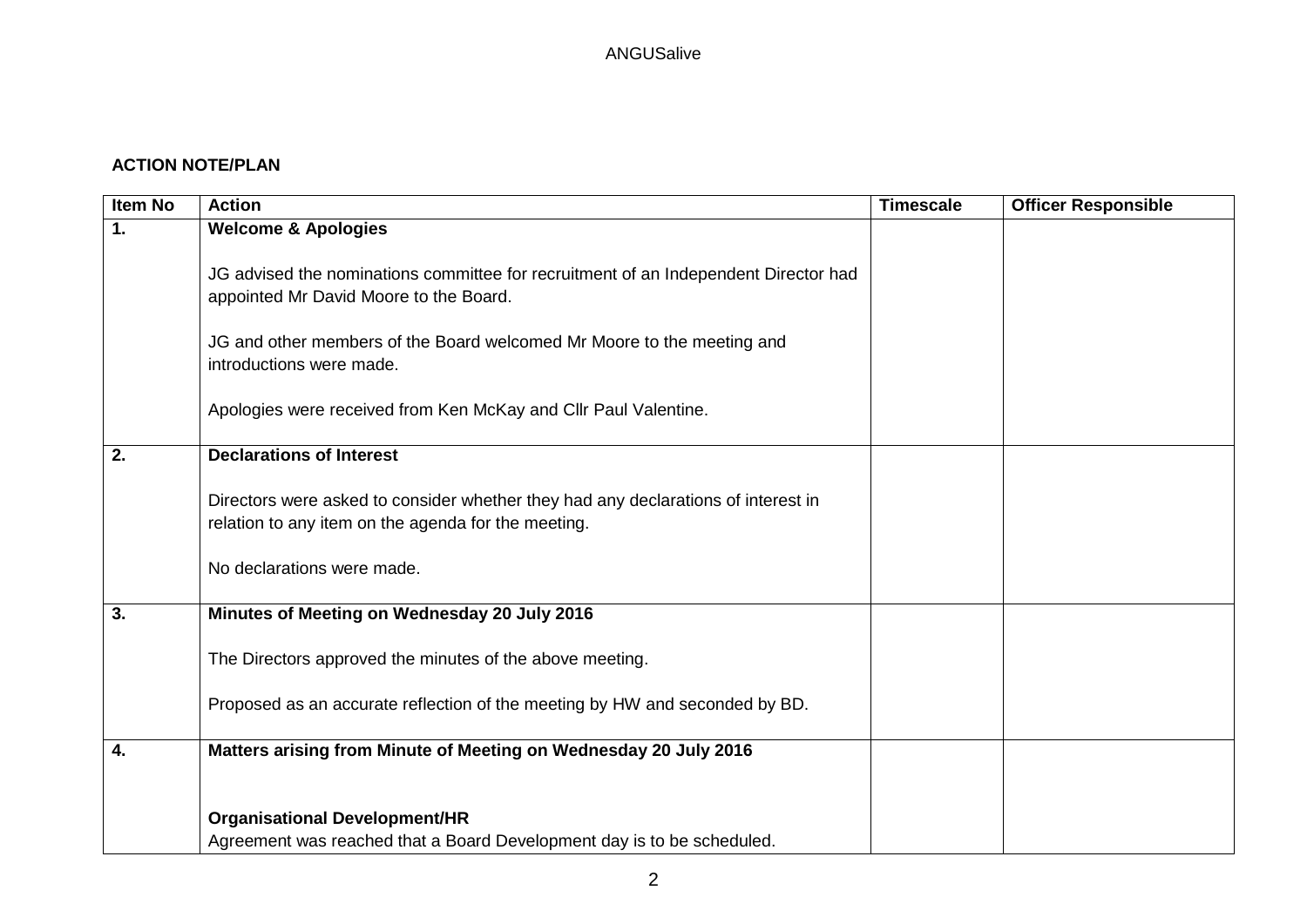**ACTION NOTE/PLAN**

| Item No | Action | Timescale | Officer Responsible |
|---|---|---|---|
| **1.** | **Welcome & Apologies**<br><br>JG advised the nominations committee for recruitment of an Independent Director had appointed Mr David Moore to the Board.<br><br>JG and other members of the Board welcomed Mr Moore to the meeting and introductions were made.<br><br>Apologies were received from Ken McKay and Cllr Paul Valentine. | | |
| **2.** | **Declarations of Interest**<br><br>Directors were asked to consider whether they had any declarations of interest in relation to any item on the agenda for the meeting.<br><br>No declarations were made. | | |
| **3.** | **Minutes of Meeting on Wednesday 20 July 2016**<br><br>The Directors approved the minutes of the above meeting.<br><br>Proposed as an accurate reflection of the meeting by HW and seconded by BD. | | |
| **4.** | **Matters arising from Minute of Meeting on Wednesday 20 July 2016**<br><br>**Organisational Development/HR**<br>Agreement was reached that a Board Development day is to be scheduled. | | |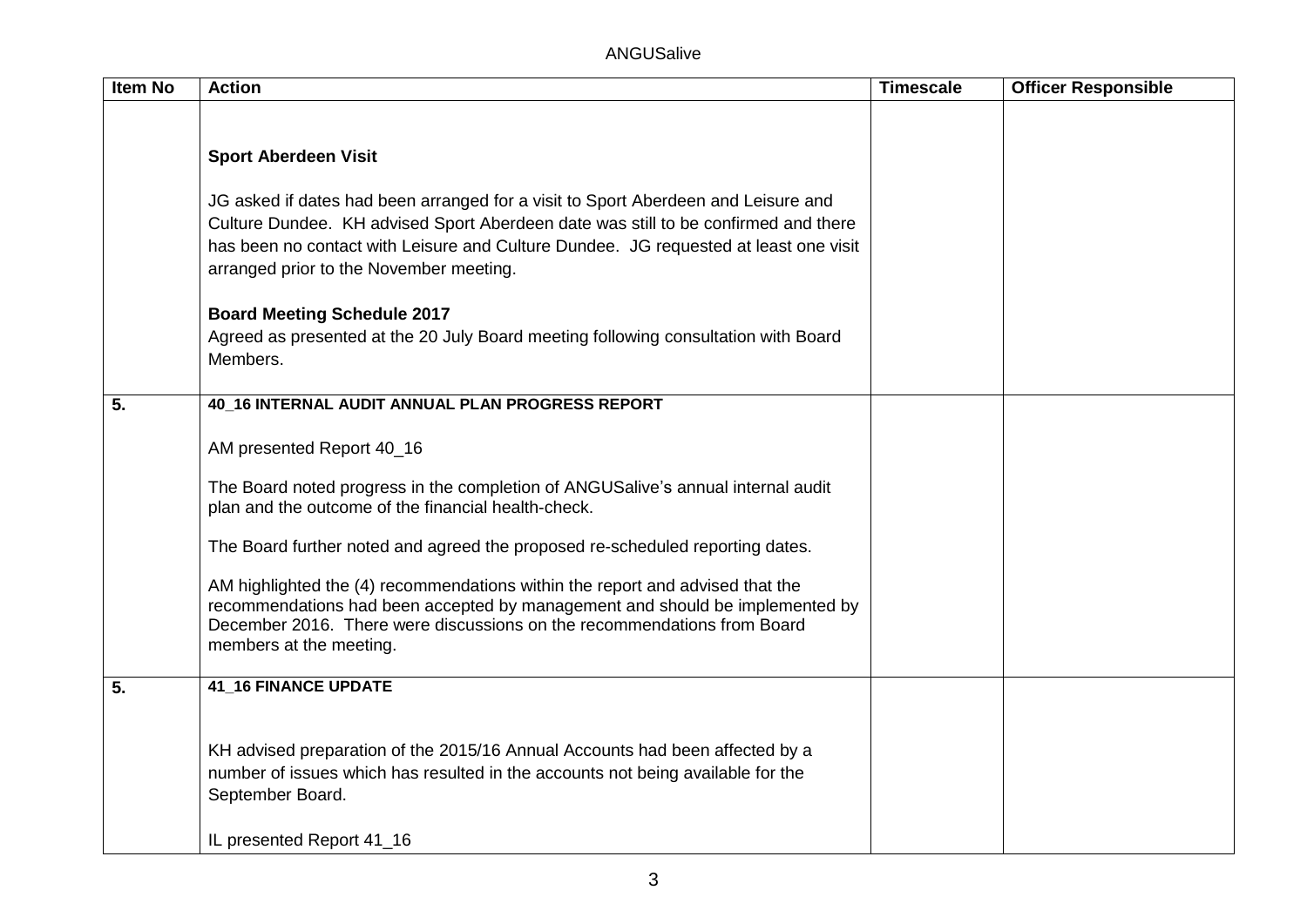| Item No | Action | Timescale | Officer Responsible |
|---|---|---|---|
| | **Sport Aberdeen Visit**<br><br>JG asked if dates had been arranged for a visit to Sport Aberdeen and Leisure and Culture Dundee. KH advised Sport Aberdeen date was still to be confirmed and there has been no contact with Leisure and Culture Dundee. JG requested at least one visit arranged prior to the November meeting.<br><br>**Board Meeting Schedule 2017**<br>Agreed as presented at the 20 July Board meeting following consultation with Board Members. | | |
| **5.** | **40_16 INTERNAL AUDIT ANNUAL PLAN PROGRESS REPORT**<br><br>AM presented Report 40_16<br><br>The Board noted progress in the completion of ANGUSalive's annual internal audit plan and the outcome of the financial health-check.<br><br>The Board further noted and agreed the proposed re-scheduled reporting dates.<br><br>AM highlighted the (4) recommendations within the report and advised that the recommendations had been accepted by management and should be implemented by December 2016. There were discussions on the recommendations from Board members at the meeting. | | |
| **5.** | **41_16 FINANCE UPDATE**<br><br>KH advised preparation of the 2015/16 Annual Accounts had been affected by a number of issues which has resulted in the accounts not being available for the September Board.<br><br>IL presented Report 41_16 | | |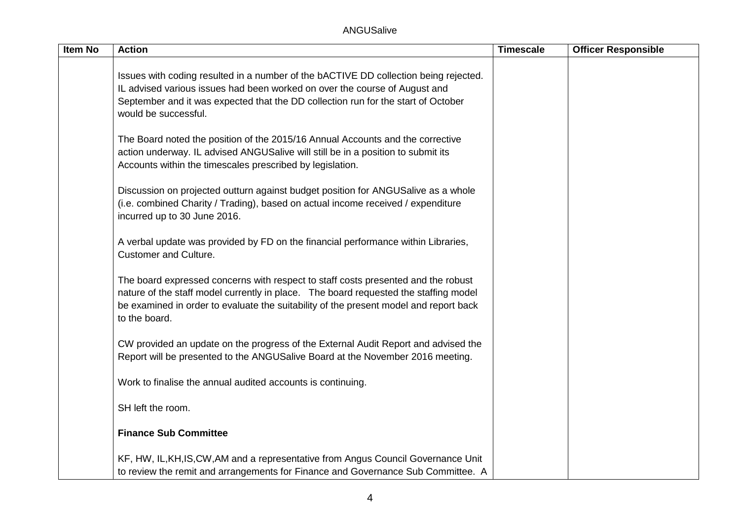| Item No | Action | Timescale | Officer Responsible |
|---|---|---|---|
| | Issues with coding resulted in a number of the bACTIVE DD collection being rejected. IL advised various issues had been worked on over the course of August and September and it was expected that the DD collection run for the start of October would be successful.<br><br>The Board noted the position of the 2015/16 Annual Accounts and the corrective action underway. IL advised ANGUSalive will still be in a position to submit its Accounts within the timescales prescribed by legislation.<br><br>Discussion on projected outturn against budget position for ANGUSalive as a whole (i.e. combined Charity / Trading), based on actual income received / expenditure incurred up to 30 June 2016.<br><br>A verbal update was provided by FD on the financial performance within Libraries, Customer and Culture.<br><br>The board expressed concerns with respect to staff costs presented and the robust nature of the staff model currently in place. The board requested the staffing model be examined in order to evaluate the suitability of the present model and report back to the board.<br><br>CW provided an update on the progress of the External Audit Report and advised the Report will be presented to the ANGUSalive Board at the November 2016 meeting.<br><br>Work to finalise the annual audited accounts is continuing.<br><br>SH left the room.<br><br>**Finance Sub Committee**<br><br>KF, HW, IL,KH,IS,CW,AM and a representative from Angus Council Governance Unit to review the remit and arrangements for Finance and Governance Sub Committee. A | | |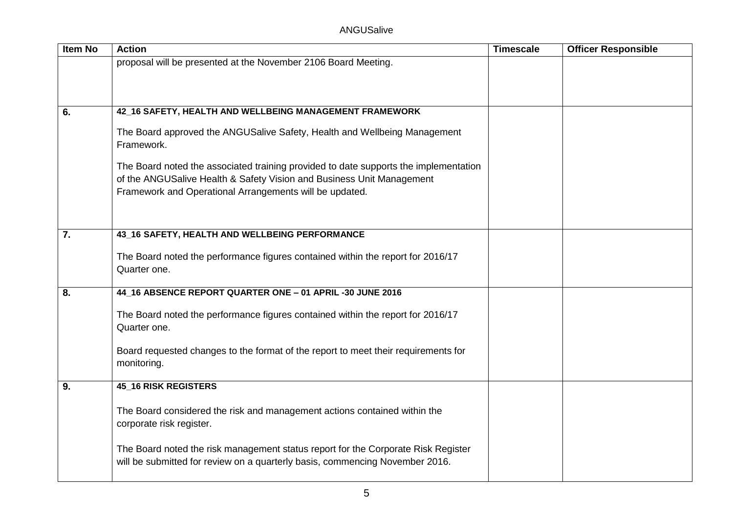| Item No | Action | Timescale | Officer Responsible |
|---|---|---|---|
| | proposal will be presented at the November 2106 Board Meeting. | | |
| 6. | **42_16 SAFETY, HEALTH AND WELLBEING MANAGEMENT FRAMEWORK**<br><br>The Board approved the ANGUSalive Safety, Health and Wellbeing Management Framework.<br><br>The Board noted the associated training provided to date supports the implementation of the ANGUSalive Health & Safety Vision and Business Unit Management Framework and Operational Arrangements will be updated. | | |
| 7. | **43_16 SAFETY, HEALTH AND WELLBEING PERFORMANCE**<br><br>The Board noted the performance figures contained within the report for 2016/17 Quarter one. | | |
| 8. | **44_16 ABSENCE REPORT QUARTER ONE – 01 APRIL -30 JUNE 2016**<br><br>The Board noted the performance figures contained within the report for 2016/17 Quarter one.<br><br>Board requested changes to the format of the report to meet their requirements for monitoring. | | |
| 9. | **45_16 RISK REGISTERS**<br><br>The Board considered the risk and management actions contained within the corporate risk register.<br><br>The Board noted the risk management status report for the Corporate Risk Register will be submitted for review on a quarterly basis, commencing November 2016. | | |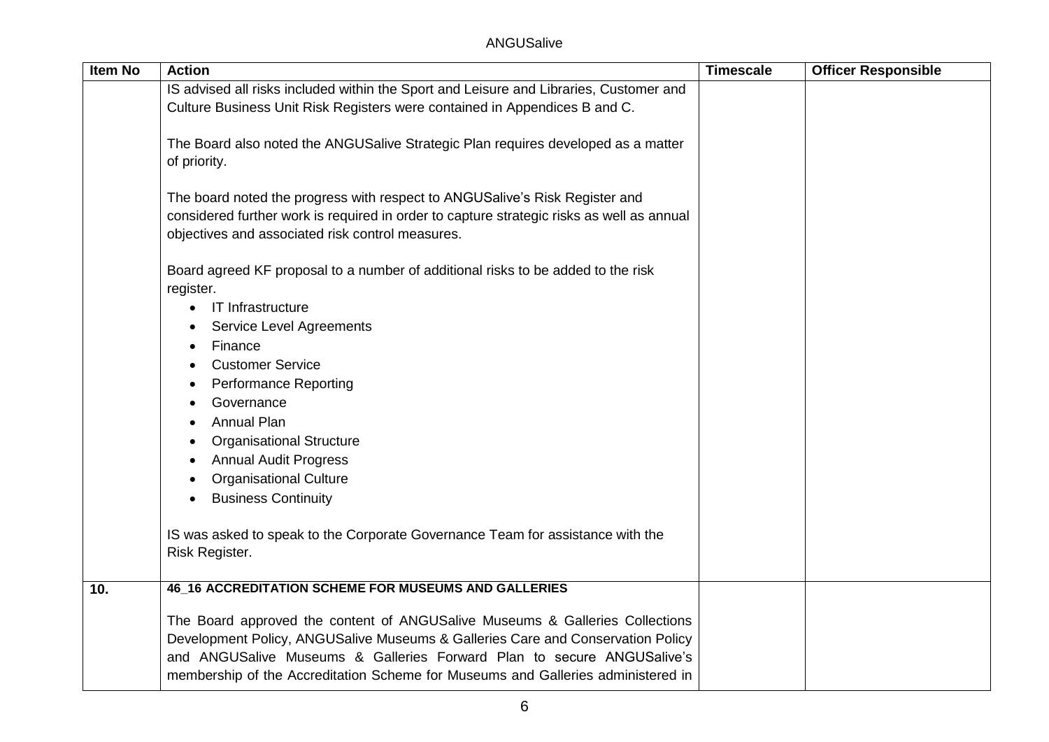| Item No | Action | Timescale | Officer Responsible |
|---|---|---|---|
| | IS advised all risks included within the Sport and Leisure and Libraries, Customer and Culture Business Unit Risk Registers were contained in Appendices B and C.<br><br>The Board also noted the ANGUSalive Strategic Plan requires developed as a matter of priority.<br><br>The board noted the progress with respect to ANGUSalive's Risk Register and considered further work is required in order to capture strategic risks as well as annual objectives and associated risk control measures.<br><br>Board agreed KF proposal to a number of additional risks to be added to the risk register.<br>• IT Infrastructure<br>• Service Level Agreements<br>• Finance<br>• Customer Service<br>• Performance Reporting<br>• Governance<br>• Annual Plan<br>• Organisational Structure<br>• Annual Audit Progress<br>• Organisational Culture<br>• Business Continuity<br><br>IS was asked to speak to the Corporate Governance Team for assistance with the Risk Register. | | |
| **10.** | **46_16 ACCREDITATION SCHEME FOR MUSEUMS AND GALLERIES**<br><br>The Board approved the content of ANGUSalive Museums & Galleries Collections Development Policy, ANGUSalive Museums & Galleries Care and Conservation Policy and ANGUSalive Museums & Galleries Forward Plan to secure ANGUSalive's membership of the Accreditation Scheme for Museums and Galleries administered in | | |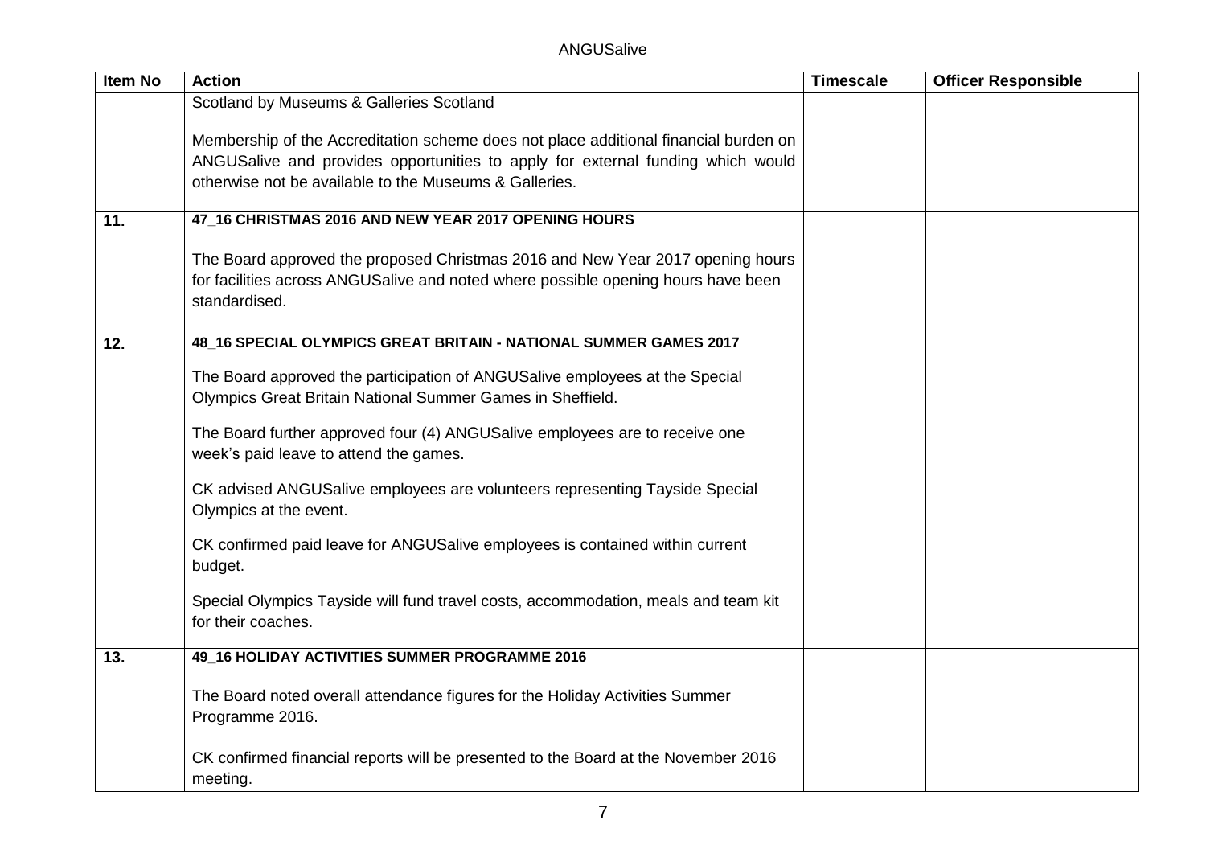| Item No | Action | Timescale | Officer Responsible |
|---|---|---|---|
| | Scotland by Museums & Galleries Scotland<br><br>Membership of the Accreditation scheme does not place additional financial burden on ANGUSalive and provides opportunities to apply for external funding which would otherwise not be available to the Museums & Galleries. | | |
| **11.** | **47_16 CHRISTMAS 2016 AND NEW YEAR 2017 OPENING HOURS**<br><br>The Board approved the proposed Christmas 2016 and New Year 2017 opening hours for facilities across ANGUSalive and noted where possible opening hours have been standardised. | | |
| **12.** | **48_16 SPECIAL OLYMPICS GREAT BRITAIN - NATIONAL SUMMER GAMES 2017**<br><br>The Board approved the participation of ANGUSalive employees at the Special Olympics Great Britain National Summer Games in Sheffield.<br><br>The Board further approved four (4) ANGUSalive employees are to receive one week's paid leave to attend the games.<br><br>CK advised ANGUSalive employees are volunteers representing Tayside Special Olympics at the event.<br><br>CK confirmed paid leave for ANGUSalive employees is contained within current budget.<br><br>Special Olympics Tayside will fund travel costs, accommodation, meals and team kit for their coaches. | | |
| **13.** | **49_16 HOLIDAY ACTIVITIES SUMMER PROGRAMME 2016**<br><br>The Board noted overall attendance figures for the Holiday Activities Summer Programme 2016.<br><br>CK confirmed financial reports will be presented to the Board at the November 2016 meeting. | | |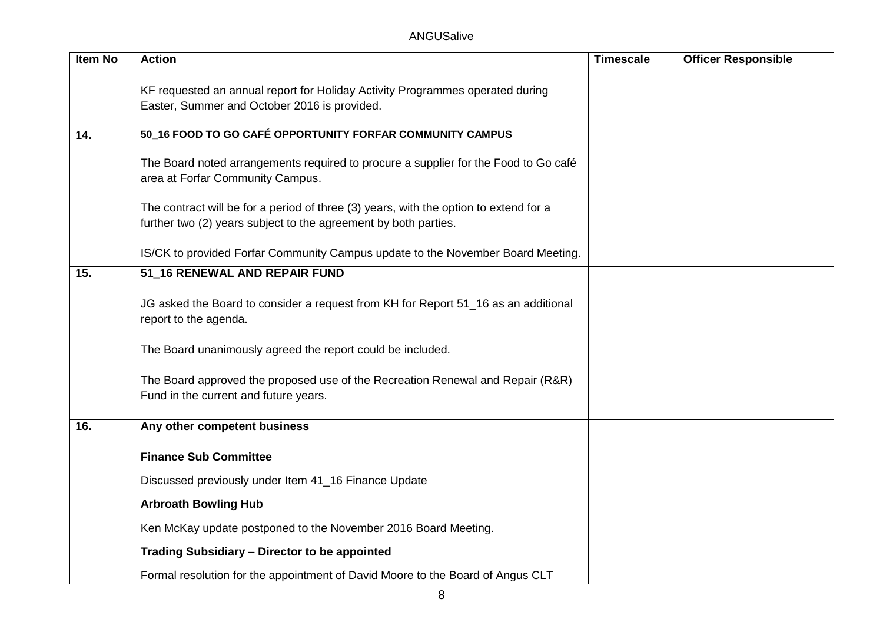| Item No | Action | Timescale | Officer Responsible |
|---|---|---|---|
| | KF requested an annual report for Holiday Activity Programmes operated during Easter, Summer and October 2016 is provided. | | |
| 14. | **50_16 FOOD TO GO CAFÉ OPPORTUNITY FORFAR COMMUNITY CAMPUS**<br><br>The Board noted arrangements required to procure a supplier for the Food to Go café area at Forfar Community Campus.<br><br>The contract will be for a period of three (3) years, with the option to extend for a further two (2) years subject to the agreement by both parties.<br><br>IS/CK to provided Forfar Community Campus update to the November Board Meeting. | | |
| 15. | **51_16 RENEWAL AND REPAIR FUND**<br><br>JG asked the Board to consider a request from KH for Report 51_16 as an additional report to the agenda.<br><br>The Board unanimously agreed the report could be included.<br><br>The Board approved the proposed use of the Recreation Renewal and Repair (R&R) Fund in the current and future years. | | |
| 16. | **Any other competent business**<br><br>**Finance Sub Committee**<br><br>Discussed previously under Item 41_16 Finance Update<br><br>**Arbroath Bowling Hub**<br><br>Ken McKay update postponed to the November 2016 Board Meeting.<br><br>**Trading Subsidiary – Director to be appointed**<br><br>Formal resolution for the appointment of David Moore to the Board of Angus CLT | | |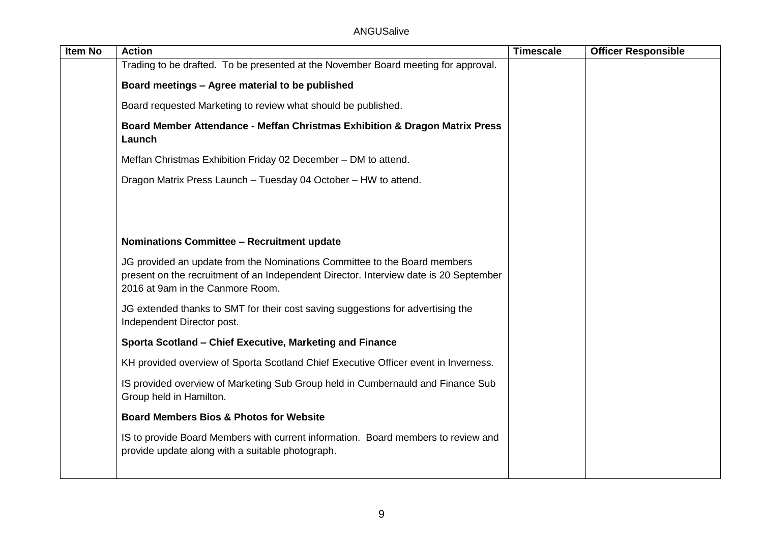| Item No | Action | Timescale | Officer Responsible |
|---|---|---|---|
| | Trading to be drafted. To be presented at the November Board meeting for approval.<br><br>**Board meetings – Agree material to be published**<br><br>Board requested Marketing to review what should be published.<br><br>**Board Member Attendance - Meffan Christmas Exhibition & Dragon Matrix Press Launch**<br><br>Meffan Christmas Exhibition Friday 02 December – DM to attend.<br><br>Dragon Matrix Press Launch – Tuesday 04 October – HW to attend.<br><br>**Nominations Committee – Recruitment update**<br><br>JG provided an update from the Nominations Committee to the Board members present on the recruitment of an Independent Director. Interview date is 20 September 2016 at 9am in the Canmore Room.<br><br>JG extended thanks to SMT for their cost saving suggestions for advertising the Independent Director post.<br><br>**Sporta Scotland – Chief Executive, Marketing and Finance**<br><br>KH provided overview of Sporta Scotland Chief Executive Officer event in Inverness.<br><br>IS provided overview of Marketing Sub Group held in Cumbernauld and Finance Sub Group held in Hamilton.<br><br>**Board Members Bios & Photos for Website**<br><br>IS to provide Board Members with current information. Board members to review and provide update along with a suitable photograph. | | |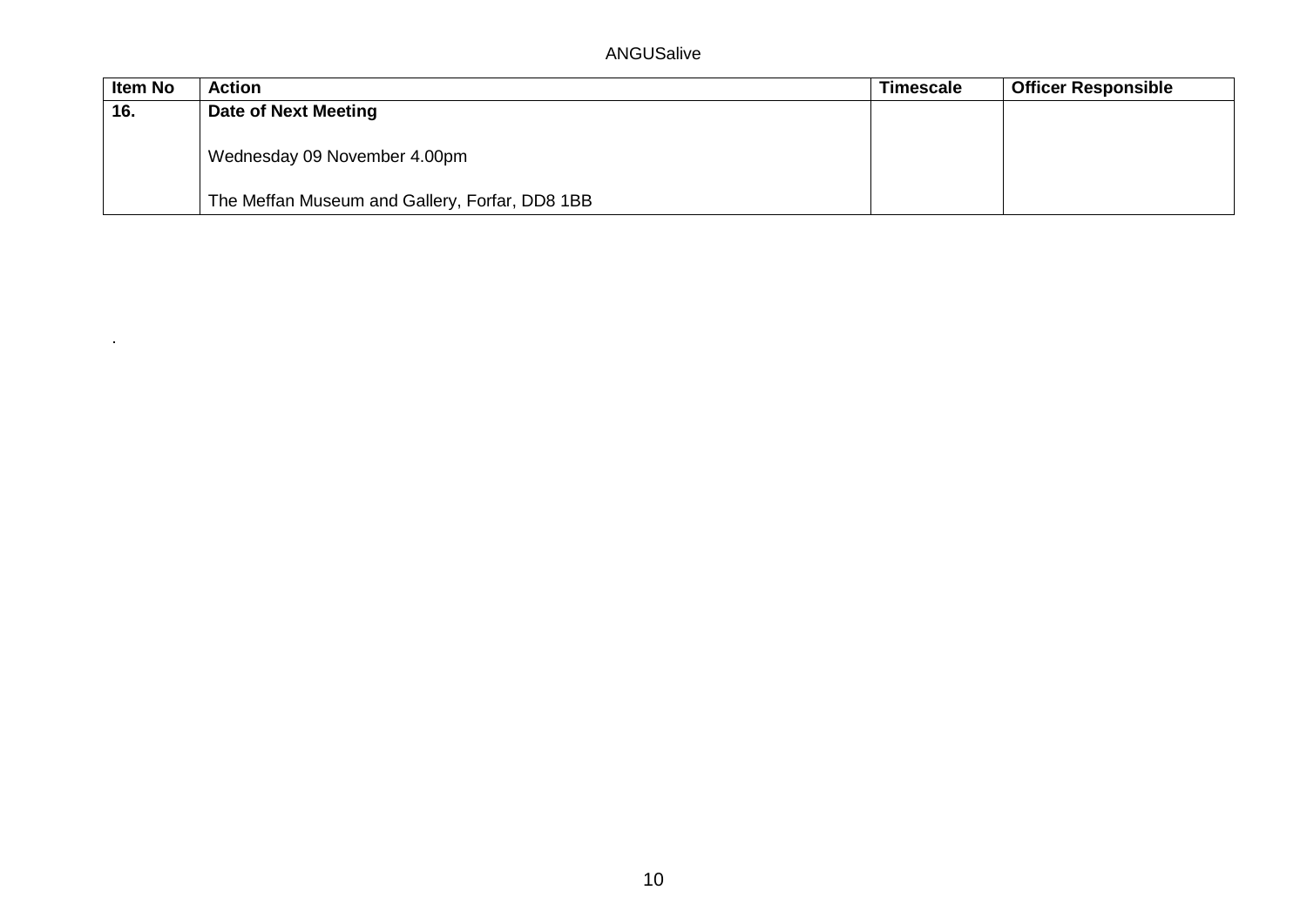| Item No | Action | Timescale | Officer Responsible |
| --- | --- | --- | --- |
| 16. | **Date of Next Meeting**<br><br>Wednesday 09 November 4.00pm<br><br>The Meffan Museum and Gallery, Forfar, DD8 1BB | | |

.